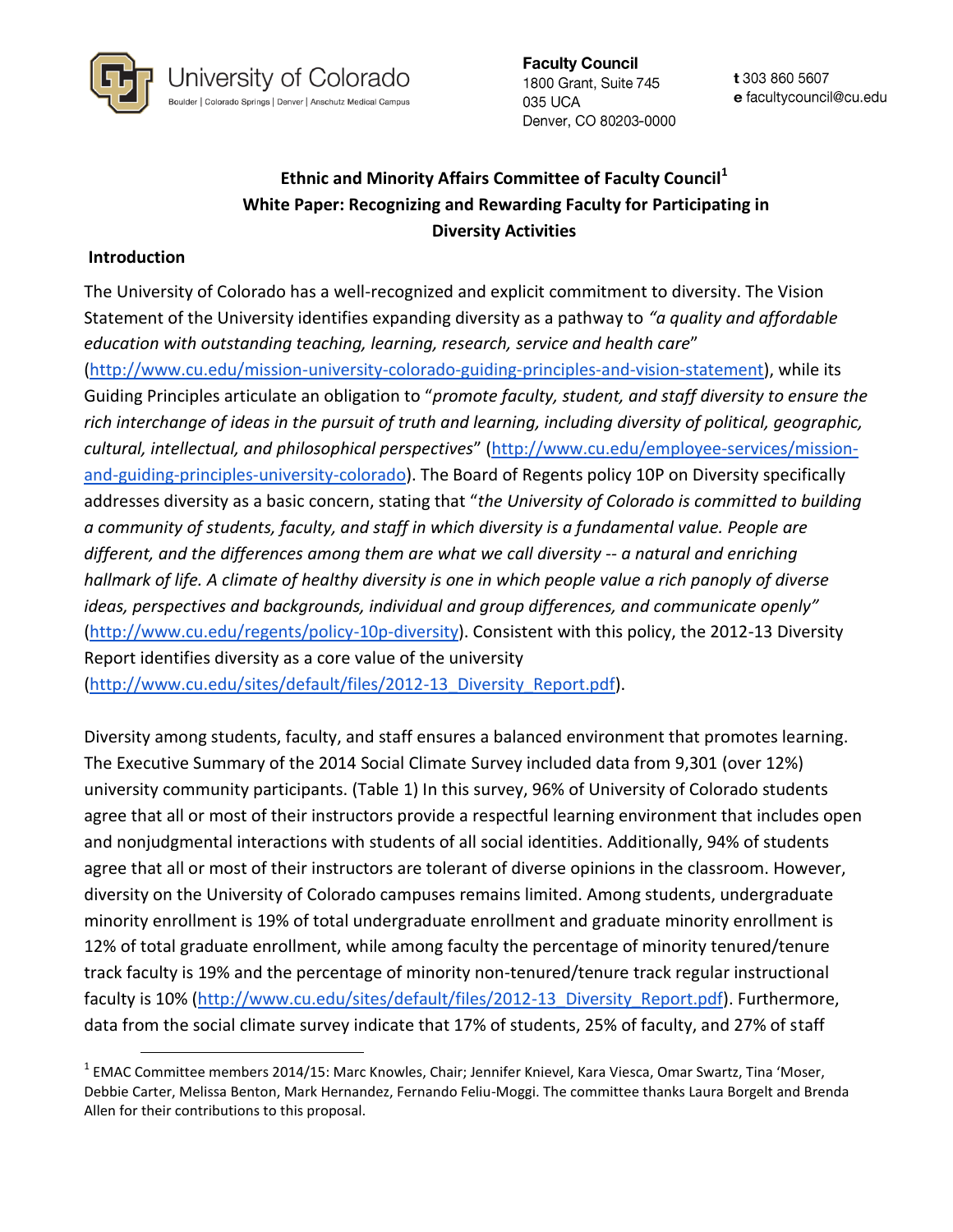University of Colorado
Boulder | Colorado Springs | Denver | Anschutz Medical Campus

**Faculty Council**
1800 Grant, Suite 745
035 UCA
Denver, CO 80203-0000

**t** 303 860 5607
**e** facultycouncil@cu.edu

# Ethnic and Minority Affairs Committee of Faculty Council[1]
# White Paper: Recognizing and Rewarding Faculty for Participating in Diversity Activities

## Introduction

The University of Colorado has a well-recognized and explicit commitment to diversity. The Vision Statement of the University identifies expanding diversity as a pathway to *"a quality and affordable education with outstanding teaching, learning, research, service and health care*" (http://www.cu.edu/mission-university-colorado-guiding-principles-and-vision-statement), while its Guiding Principles articulate an obligation to "*promote faculty, student, and staff diversity to ensure the rich interchange of ideas in the pursuit of truth and learning, including diversity of political, geographic, cultural, intellectual, and philosophical perspectives*" (http://www.cu.edu/employee-services/mission-and-guiding-principles-university-colorado). The Board of Regents policy 10P on Diversity specifically addresses diversity as a basic concern, stating that "*the University of Colorado is committed to building a community of students, faculty, and staff in which diversity is a fundamental value. People are different, and the differences among them are what we call diversity -- a natural and enriching hallmark of life. A climate of healthy diversity is one in which people value a rich panoply of diverse ideas, perspectives and backgrounds, individual and group differences, and communicate openly"* (http://www.cu.edu/regents/policy-10p-diversity). Consistent with this policy, the 2012-13 Diversity Report identifies diversity as a core value of the university (http://www.cu.edu/sites/default/files/2012-13_Diversity_Report.pdf).

Diversity among students, faculty, and staff ensures a balanced environment that promotes learning. The Executive Summary of the 2014 Social Climate Survey included data from 9,301 (over 12%) university community participants. (Table 1) In this survey, 96% of University of Colorado students agree that all or most of their instructors provide a respectful learning environment that includes open and nonjudgmental interactions with students of all social identities. Additionally, 94% of students agree that all or most of their instructors are tolerant of diverse opinions in the classroom. However, diversity on the University of Colorado campuses remains limited. Among students, undergraduate minority enrollment is 19% of total undergraduate enrollment and graduate minority enrollment is 12% of total graduate enrollment, while among faculty the percentage of minority tenured/tenure track faculty is 19% and the percentage of minority non-tenured/tenure track regular instructional faculty is 10% (http://www.cu.edu/sites/default/files/2012-13_Diversity_Report.pdf). Furthermore, data from the social climate survey indicate that 17% of students, 25% of faculty, and 27% of staff

---

[1] EMAC Committee members 2014/15: Marc Knowles, Chair; Jennifer Knievel, Kara Viesca, Omar Swartz, Tina 'Moser, Debbie Carter, Melissa Benton, Mark Hernandez, Fernando Feliu-Moggi. The committee thanks Laura Borgelt and Brenda Allen for their contributions to this proposal.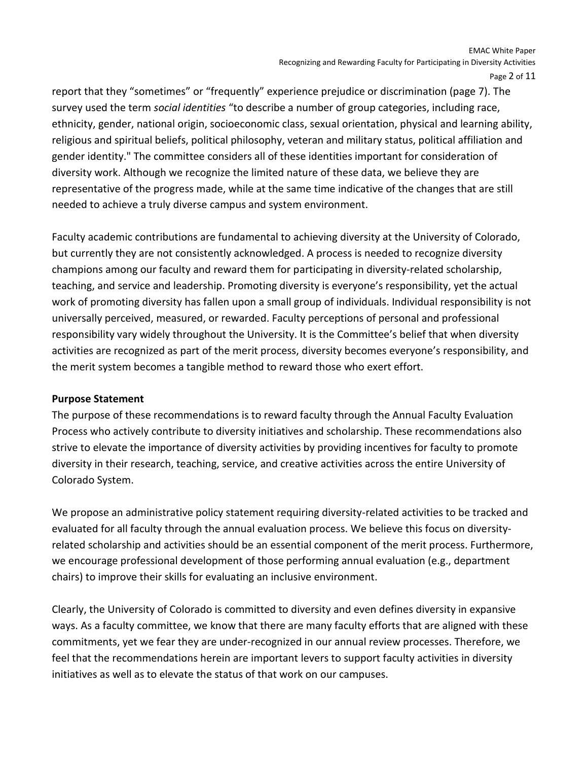report that they "sometimes" or "frequently" experience prejudice or discrimination (page 7). The survey used the term *social identities* "to describe a number of group categories, including race, ethnicity, gender, national origin, socioeconomic class, sexual orientation, physical and learning ability, religious and spiritual beliefs, political philosophy, veteran and military status, political affiliation and gender identity." The committee considers all of these identities important for consideration of diversity work. Although we recognize the limited nature of these data, we believe they are representative of the progress made, while at the same time indicative of the changes that are still needed to achieve a truly diverse campus and system environment.

Faculty academic contributions are fundamental to achieving diversity at the University of Colorado, but currently they are not consistently acknowledged. A process is needed to recognize diversity champions among our faculty and reward them for participating in diversity-related scholarship, teaching, and service and leadership. Promoting diversity is everyone's responsibility, yet the actual work of promoting diversity has fallen upon a small group of individuals. Individual responsibility is not universally perceived, measured, or rewarded. Faculty perceptions of personal and professional responsibility vary widely throughout the University. It is the Committee's belief that when diversity activities are recognized as part of the merit process, diversity becomes everyone's responsibility, and the merit system becomes a tangible method to reward those who exert effort.

**Purpose Statement**

The purpose of these recommendations is to reward faculty through the Annual Faculty Evaluation Process who actively contribute to diversity initiatives and scholarship. These recommendations also strive to elevate the importance of diversity activities by providing incentives for faculty to promote diversity in their research, teaching, service, and creative activities across the entire University of Colorado System.

We propose an administrative policy statement requiring diversity-related activities to be tracked and evaluated for all faculty through the annual evaluation process. We believe this focus on diversity-related scholarship and activities should be an essential component of the merit process. Furthermore, we encourage professional development of those performing annual evaluation (e.g., department chairs) to improve their skills for evaluating an inclusive environment.

Clearly, the University of Colorado is committed to diversity and even defines diversity in expansive ways. As a faculty committee, we know that there are many faculty efforts that are aligned with these commitments, yet we fear they are under-recognized in our annual review processes. Therefore, we feel that the recommendations herein are important levers to support faculty activities in diversity initiatives as well as to elevate the status of that work on our campuses.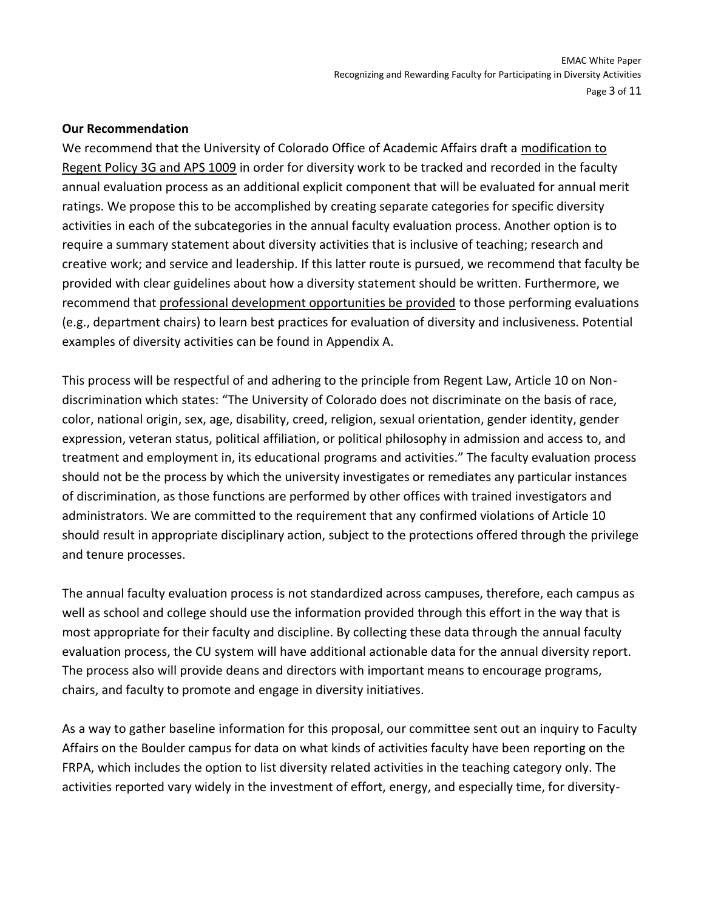**Our Recommendation**

We recommend that the University of Colorado Office of Academic Affairs draft a modification to Regent Policy 3G and APS 1009 in order for diversity work to be tracked and recorded in the faculty annual evaluation process as an additional explicit component that will be evaluated for annual merit ratings. We propose this to be accomplished by creating separate categories for specific diversity activities in each of the subcategories in the annual faculty evaluation process. Another option is to require a summary statement about diversity activities that is inclusive of teaching; research and creative work; and service and leadership. If this latter route is pursued, we recommend that faculty be provided with clear guidelines about how a diversity statement should be written. Furthermore, we recommend that professional development opportunities be provided to those performing evaluations (e.g., department chairs) to learn best practices for evaluation of diversity and inclusiveness. Potential examples of diversity activities can be found in Appendix A.

This process will be respectful of and adhering to the principle from Regent Law, Article 10 on Non-discrimination which states: "The University of Colorado does not discriminate on the basis of race, color, national origin, sex, age, disability, creed, religion, sexual orientation, gender identity, gender expression, veteran status, political affiliation, or political philosophy in admission and access to, and treatment and employment in, its educational programs and activities." The faculty evaluation process should not be the process by which the university investigates or remediates any particular instances of discrimination, as those functions are performed by other offices with trained investigators and administrators. We are committed to the requirement that any confirmed violations of Article 10 should result in appropriate disciplinary action, subject to the protections offered through the privilege and tenure processes.

The annual faculty evaluation process is not standardized across campuses, therefore, each campus as well as school and college should use the information provided through this effort in the way that is most appropriate for their faculty and discipline. By collecting these data through the annual faculty evaluation process, the CU system will have additional actionable data for the annual diversity report. The process also will provide deans and directors with important means to encourage programs, chairs, and faculty to promote and engage in diversity initiatives.

As a way to gather baseline information for this proposal, our committee sent out an inquiry to Faculty Affairs on the Boulder campus for data on what kinds of activities faculty have been reporting on the FRPA, which includes the option to list diversity related activities in the teaching category only. The activities reported vary widely in the investment of effort, energy, and especially time, for diversity-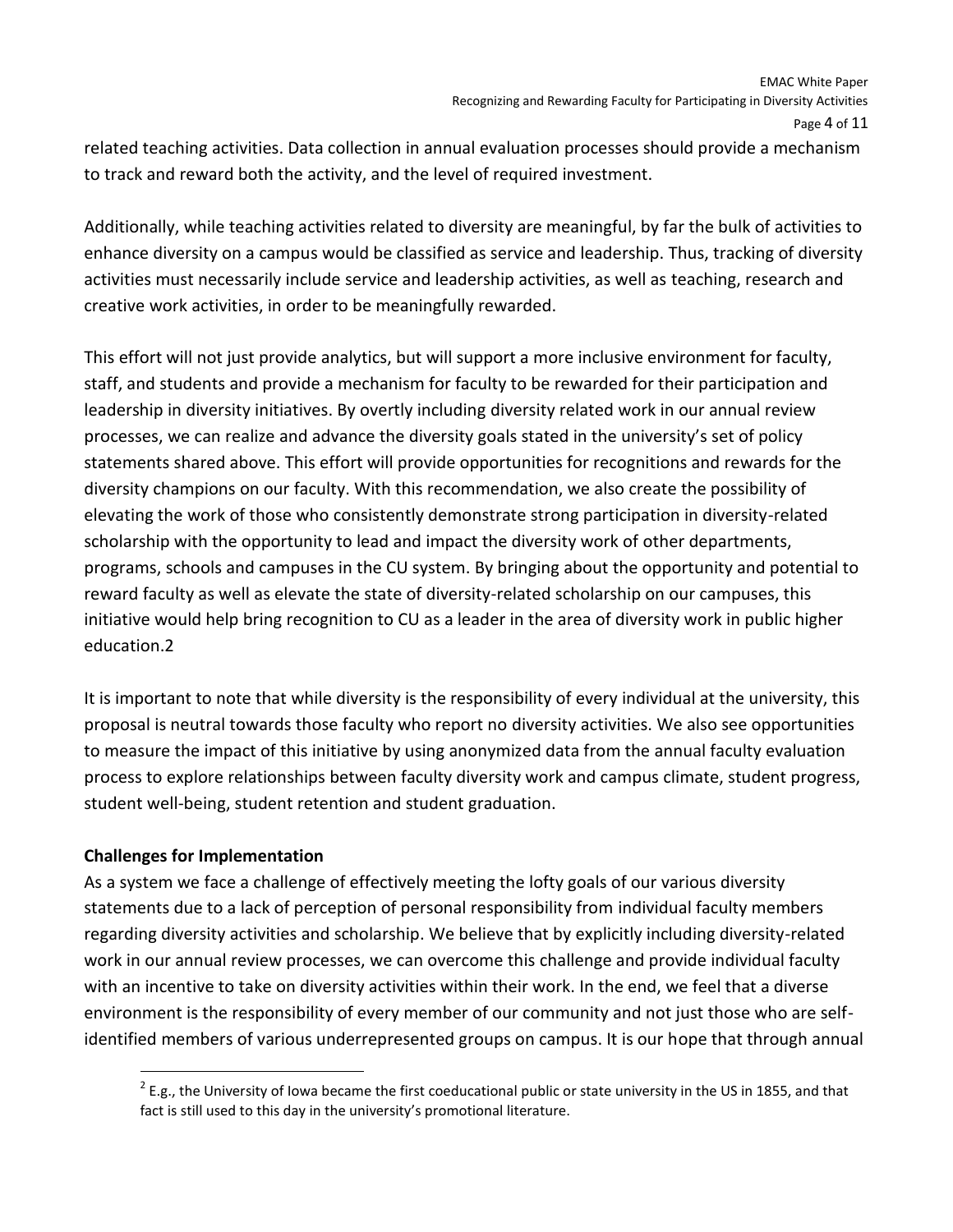related teaching activities. Data collection in annual evaluation processes should provide a mechanism to track and reward both the activity, and the level of required investment.

Additionally, while teaching activities related to diversity are meaningful, by far the bulk of activities to enhance diversity on a campus would be classified as service and leadership. Thus, tracking of diversity activities must necessarily include service and leadership activities, as well as teaching, research and creative work activities, in order to be meaningfully rewarded.

This effort will not just provide analytics, but will support a more inclusive environment for faculty, staff, and students and provide a mechanism for faculty to be rewarded for their participation and leadership in diversity initiatives. By overtly including diversity related work in our annual review processes, we can realize and advance the diversity goals stated in the university's set of policy statements shared above. This effort will provide opportunities for recognitions and rewards for the diversity champions on our faculty. With this recommendation, we also create the possibility of elevating the work of those who consistently demonstrate strong participation in diversity-related scholarship with the opportunity to lead and impact the diversity work of other departments, programs, schools and campuses in the CU system. By bringing about the opportunity and potential to reward faculty as well as elevate the state of diversity-related scholarship on our campuses, this initiative would help bring recognition to CU as a leader in the area of diversity work in public higher education.[2]

It is important to note that while diversity is the responsibility of every individual at the university, this proposal is neutral towards those faculty who report no diversity activities. We also see opportunities to measure the impact of this initiative by using anonymized data from the annual faculty evaluation process to explore relationships between faculty diversity work and campus climate, student progress, student well-being, student retention and student graduation.

**Challenges for Implementation**

As a system we face a challenge of effectively meeting the lofty goals of our various diversity statements due to a lack of perception of personal responsibility from individual faculty members regarding diversity activities and scholarship. We believe that by explicitly including diversity-related work in our annual review processes, we can overcome this challenge and provide individual faculty with an incentive to take on diversity activities within their work. In the end, we feel that a diverse environment is the responsibility of every member of our community and not just those who are self-identified members of various underrepresented groups on campus. It is our hope that through annual

[2] E.g., the University of Iowa became the first coeducational public or state university in the US in 1855, and that fact is still used to this day in the university's promotional literature.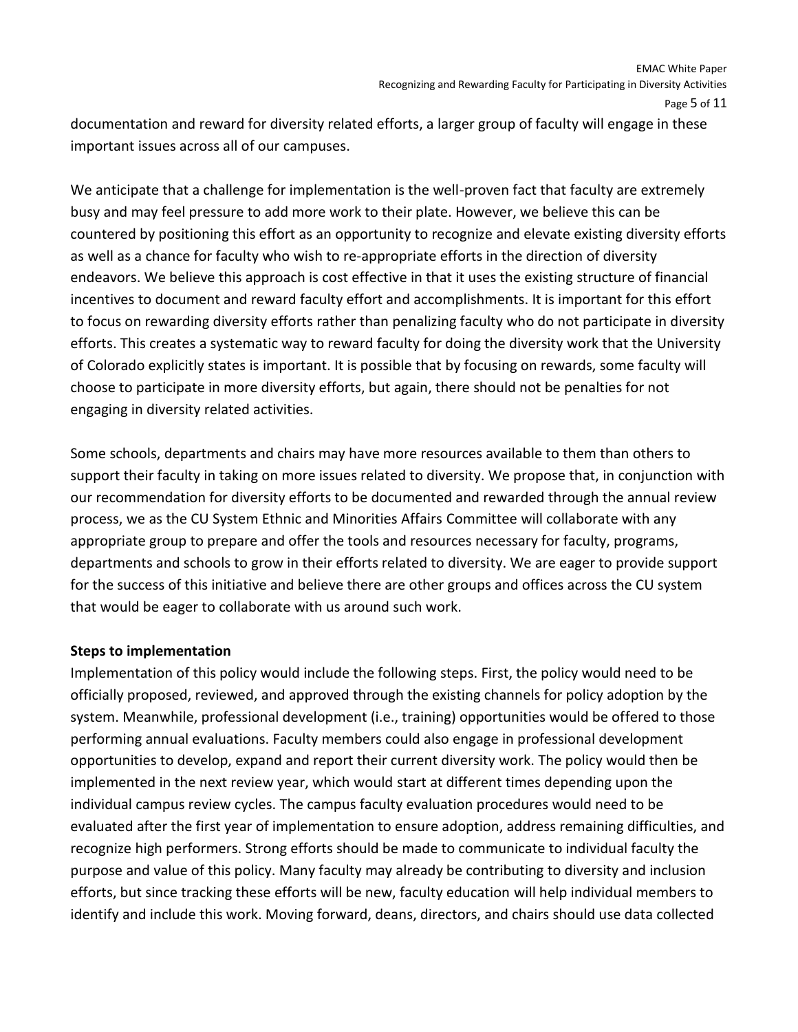documentation and reward for diversity related efforts, a larger group of faculty will engage in these important issues across all of our campuses.

We anticipate that a challenge for implementation is the well-proven fact that faculty are extremely busy and may feel pressure to add more work to their plate. However, we believe this can be countered by positioning this effort as an opportunity to recognize and elevate existing diversity efforts as well as a chance for faculty who wish to re-appropriate efforts in the direction of diversity endeavors. We believe this approach is cost effective in that it uses the existing structure of financial incentives to document and reward faculty effort and accomplishments. It is important for this effort to focus on rewarding diversity efforts rather than penalizing faculty who do not participate in diversity efforts. This creates a systematic way to reward faculty for doing the diversity work that the University of Colorado explicitly states is important. It is possible that by focusing on rewards, some faculty will choose to participate in more diversity efforts, but again, there should not be penalties for not engaging in diversity related activities.

Some schools, departments and chairs may have more resources available to them than others to support their faculty in taking on more issues related to diversity. We propose that, in conjunction with our recommendation for diversity efforts to be documented and rewarded through the annual review process, we as the CU System Ethnic and Minorities Affairs Committee will collaborate with any appropriate group to prepare and offer the tools and resources necessary for faculty, programs, departments and schools to grow in their efforts related to diversity. We are eager to provide support for the success of this initiative and believe there are other groups and offices across the CU system that would be eager to collaborate with us around such work.

**Steps to implementation**

Implementation of this policy would include the following steps. First, the policy would need to be officially proposed, reviewed, and approved through the existing channels for policy adoption by the system. Meanwhile, professional development (i.e., training) opportunities would be offered to those performing annual evaluations. Faculty members could also engage in professional development opportunities to develop, expand and report their current diversity work. The policy would then be implemented in the next review year, which would start at different times depending upon the individual campus review cycles. The campus faculty evaluation procedures would need to be evaluated after the first year of implementation to ensure adoption, address remaining difficulties, and recognize high performers. Strong efforts should be made to communicate to individual faculty the purpose and value of this policy. Many faculty may already be contributing to diversity and inclusion efforts, but since tracking these efforts will be new, faculty education will help individual members to identify and include this work. Moving forward, deans, directors, and chairs should use data collected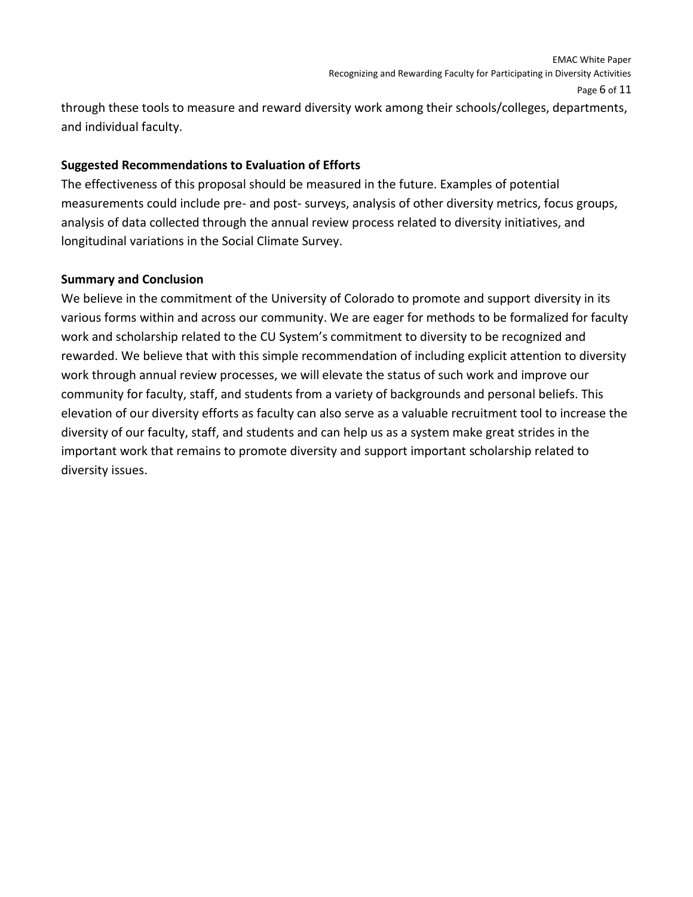through these tools to measure and reward diversity work among their schools/colleges, departments, and individual faculty.

**Suggested Recommendations to Evaluation of Efforts**

The effectiveness of this proposal should be measured in the future. Examples of potential measurements could include pre- and post- surveys, analysis of other diversity metrics, focus groups, analysis of data collected through the annual review process related to diversity initiatives, and longitudinal variations in the Social Climate Survey.

**Summary and Conclusion**

We believe in the commitment of the University of Colorado to promote and support diversity in its various forms within and across our community. We are eager for methods to be formalized for faculty work and scholarship related to the CU System's commitment to diversity to be recognized and rewarded. We believe that with this simple recommendation of including explicit attention to diversity work through annual review processes, we will elevate the status of such work and improve our community for faculty, staff, and students from a variety of backgrounds and personal beliefs. This elevation of our diversity efforts as faculty can also serve as a valuable recruitment tool to increase the diversity of our faculty, staff, and students and can help us as a system make great strides in the important work that remains to promote diversity and support important scholarship related to diversity issues.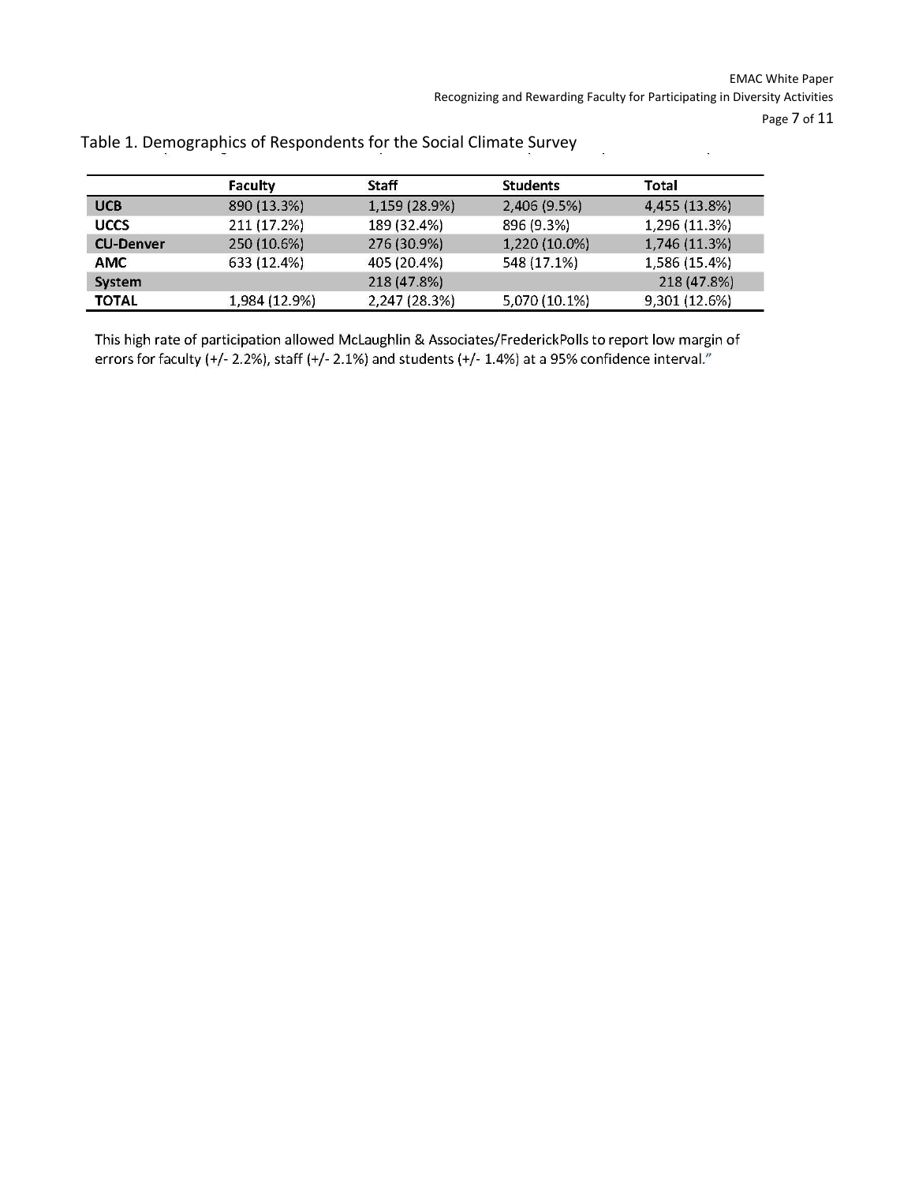Table 1. Demographics of Respondents for the Social Climate Survey

| | Faculty | Staff | Students | Total |
|---|---|---|---|---|
| **UCB** | 890 (13.3%) | 1,159 (28.9%) | 2,406 (9.5%) | 4,455 (13.8%) |
| **UCCS** | 211 (17.2%) | 189 (32.4%) | 896 (9.3%) | 1,296 (11.3%) |
| **CU-Denver** | 250 (10.6%) | 276 (30.9%) | 1,220 (10.0%) | 1,746 (11.3%) |
| **AMC** | 633 (12.4%) | 405 (20.4%) | 548 (17.1%) | 1,586 (15.4%) |
| **System** | | 218 (47.8%) | | 218 (47.8%) |
| **TOTAL** | 1,984 (12.9%) | 2,247 (28.3%) | 5,070 (10.1%) | 9,301 (12.6%) |

This high rate of participation allowed McLaughlin & Associates/FrederickPolls to report low margin of errors for faculty (+/- 2.2%), staff (+/- 2.1%) and students (+/- 1.4%) at a 95% confidence interval."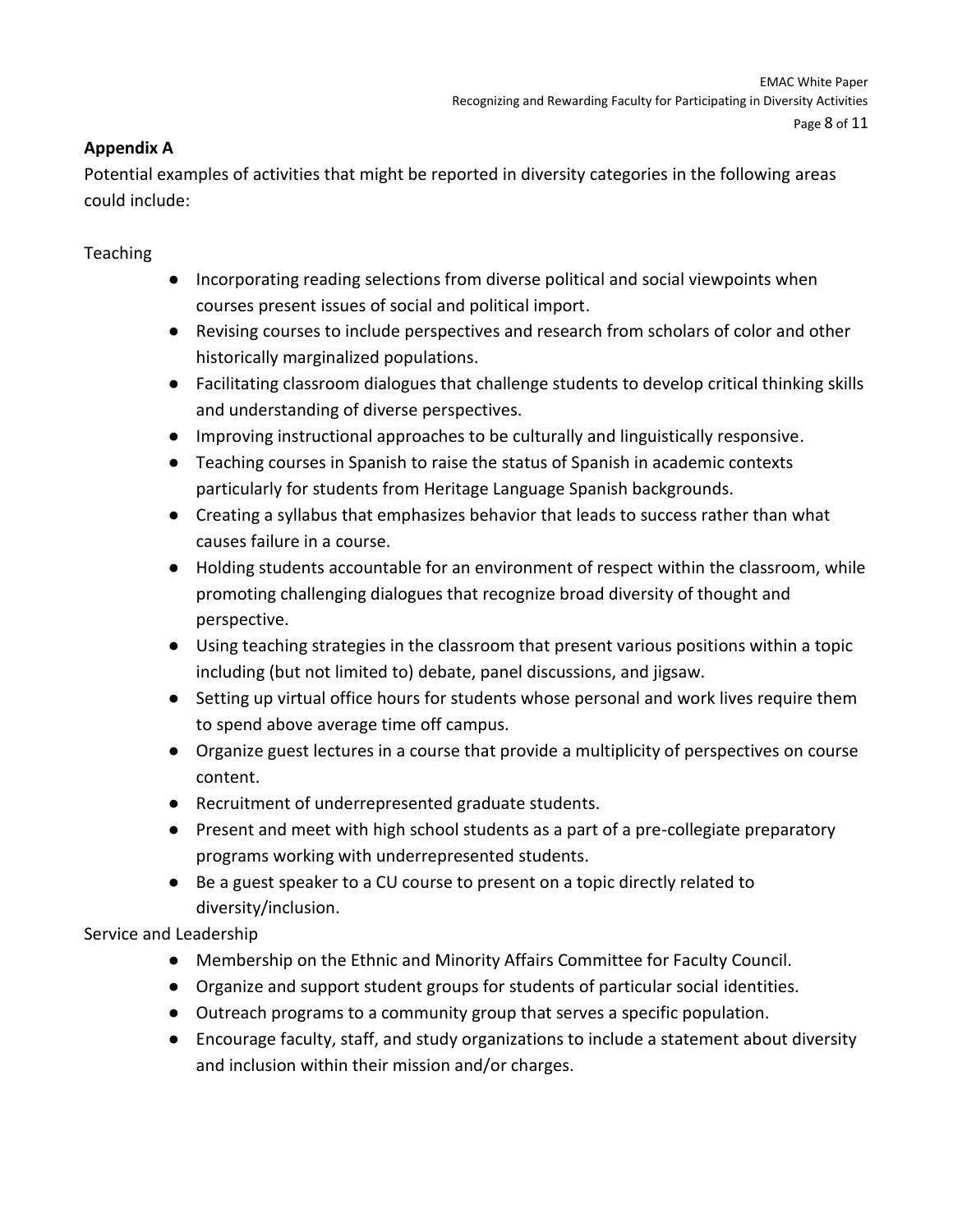**Appendix A**

Potential examples of activities that might be reported in diversity categories in the following areas could include:

Teaching

- Incorporating reading selections from diverse political and social viewpoints when courses present issues of social and political import.
- Revising courses to include perspectives and research from scholars of color and other historically marginalized populations.
- Facilitating classroom dialogues that challenge students to develop critical thinking skills and understanding of diverse perspectives.
- Improving instructional approaches to be culturally and linguistically responsive.
- Teaching courses in Spanish to raise the status of Spanish in academic contexts particularly for students from Heritage Language Spanish backgrounds.
- Creating a syllabus that emphasizes behavior that leads to success rather than what causes failure in a course.
- Holding students accountable for an environment of respect within the classroom, while promoting challenging dialogues that recognize broad diversity of thought and perspective.
- Using teaching strategies in the classroom that present various positions within a topic including (but not limited to) debate, panel discussions, and jigsaw.
- Setting up virtual office hours for students whose personal and work lives require them to spend above average time off campus.
- Organize guest lectures in a course that provide a multiplicity of perspectives on course content.
- Recruitment of underrepresented graduate students.
- Present and meet with high school students as a part of a pre-collegiate preparatory programs working with underrepresented students.
- Be a guest speaker to a CU course to present on a topic directly related to diversity/inclusion.

Service and Leadership

- Membership on the Ethnic and Minority Affairs Committee for Faculty Council.
- Organize and support student groups for students of particular social identities.
- Outreach programs to a community group that serves a specific population.
- Encourage faculty, staff, and study organizations to include a statement about diversity and inclusion within their mission and/or charges.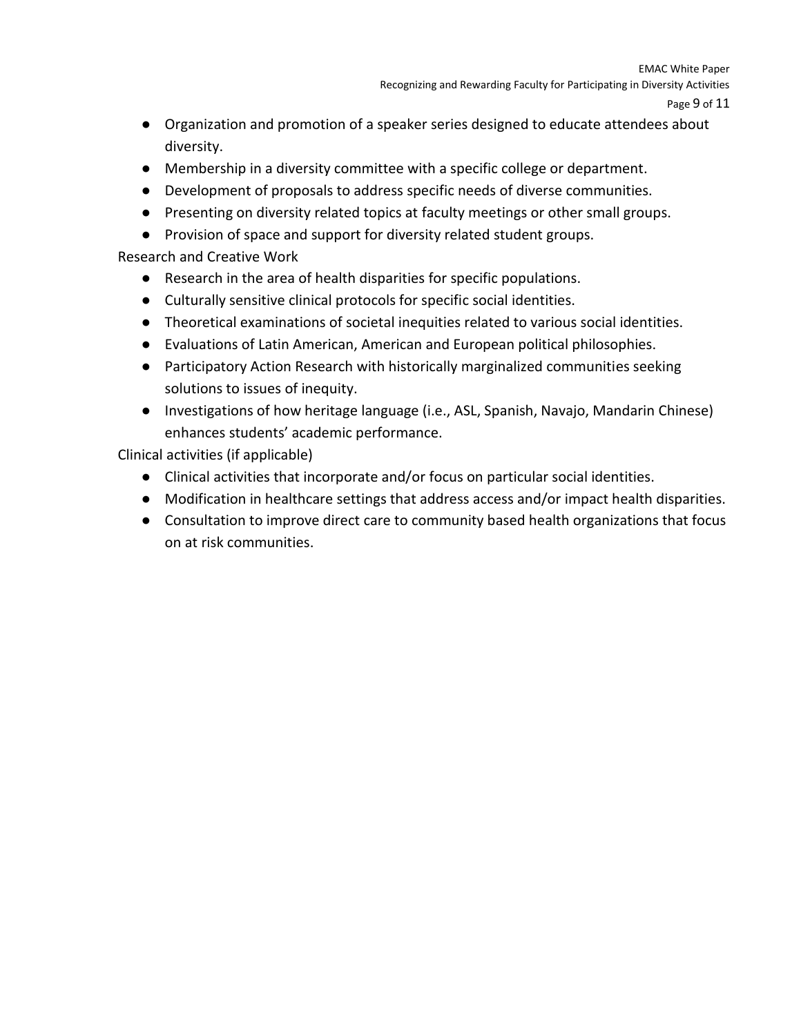- Organization and promotion of a speaker series designed to educate attendees about diversity.
- Membership in a diversity committee with a specific college or department.
- Development of proposals to address specific needs of diverse communities.
- Presenting on diversity related topics at faculty meetings or other small groups.
- Provision of space and support for diversity related student groups.

Research and Creative Work

- Research in the area of health disparities for specific populations.
- Culturally sensitive clinical protocols for specific social identities.
- Theoretical examinations of societal inequities related to various social identities.
- Evaluations of Latin American, American and European political philosophies.
- Participatory Action Research with historically marginalized communities seeking solutions to issues of inequity.
- Investigations of how heritage language (i.e., ASL, Spanish, Navajo, Mandarin Chinese) enhances students' academic performance.

Clinical activities (if applicable)

- Clinical activities that incorporate and/or focus on particular social identities.
- Modification in healthcare settings that address access and/or impact health disparities.
- Consultation to improve direct care to community based health organizations that focus on at risk communities.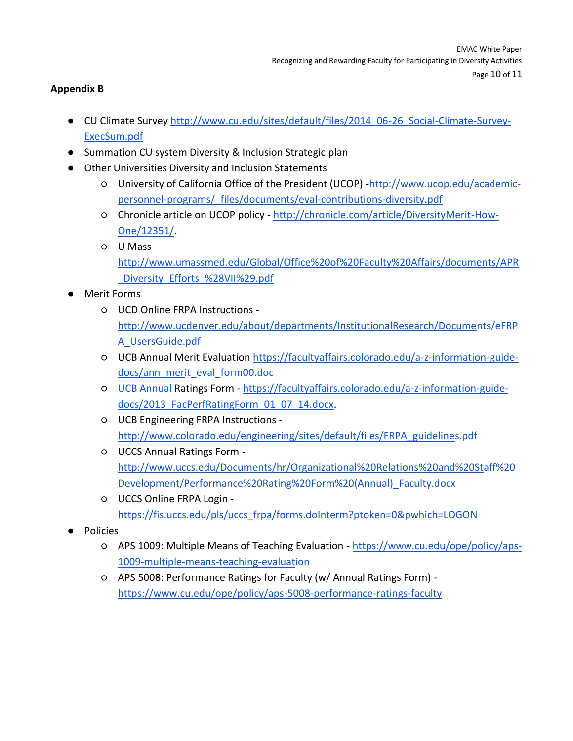**Appendix B**

- CU Climate Survey http://www.cu.edu/sites/default/files/2014_06-26_Social-Climate-Survey-ExecSum.pdf
- Summation CU system Diversity & Inclusion Strategic plan
- Other Universities Diversity and Inclusion Statements
  - University of California Office of the President (UCOP) -http://www.ucop.edu/academic-personnel-programs/_files/documents/eval-contributions-diversity.pdf
  - Chronicle article on UCOP policy - http://chronicle.com/article/DiversityMerit-How-One/12351/.
  - U Mass http://www.umassmed.edu/Global/Office%20of%20Faculty%20Affairs/documents/APR_Diversity_Efforts_%28VII%29.pdf
- Merit Forms
  - UCD Online FRPA Instructions - http://www.ucdenver.edu/about/departments/InstitutionalResearch/Documents/eFRPA_UsersGuide.pdf
  - UCB Annual Merit Evaluation https://facultyaffairs.colorado.edu/a-z-information-guide-docs/ann_merit_eval_form00.doc
  - UCB Annual Ratings Form - https://facultyaffairs.colorado.edu/a-z-information-guide-docs/2013_FacPerfRatingForm_01_07_14.docx.
  - UCB Engineering FRPA Instructions - http://www.colorado.edu/engineering/sites/default/files/FRPA_guidelines.pdf
  - UCCS Annual Ratings Form - http://www.uccs.edu/Documents/hr/Organizational%20Relations%20and%20Staff%20Development/Performance%20Rating%20Form%20(Annual)_Faculty.docx
  - UCCS Online FRPA Login - https://fis.uccs.edu/pls/uccs_frpa/forms.doInterm?ptoken=0&pwhich=LOGON
- Policies
  - APS 1009: Multiple Means of Teaching Evaluation - https://www.cu.edu/ope/policy/aps-1009-multiple-means-teaching-evaluation
  - APS 5008: Performance Ratings for Faculty (w/ Annual Ratings Form) - https://www.cu.edu/ope/policy/aps-5008-performance-ratings-faculty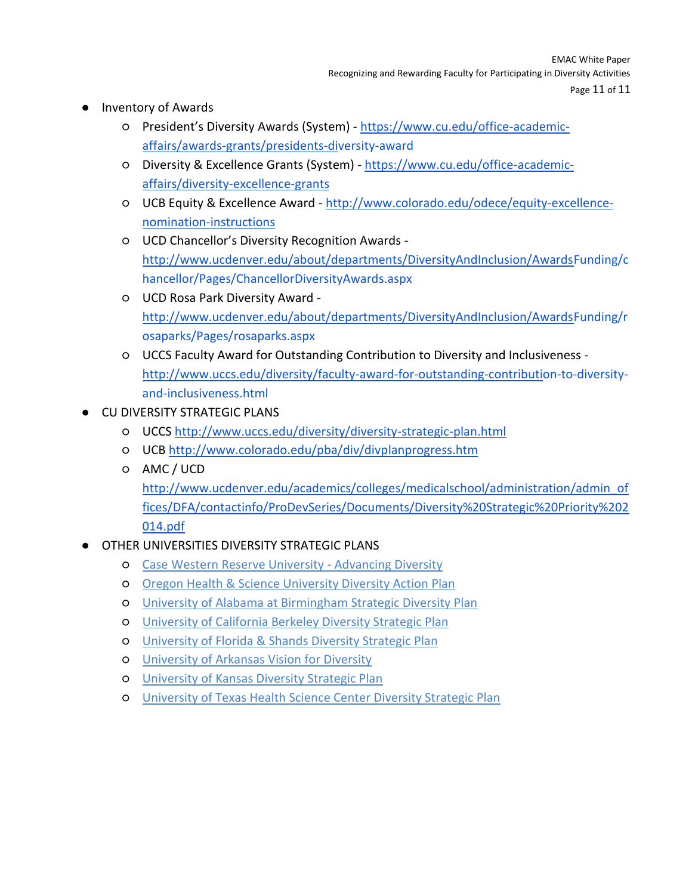- Inventory of Awards
  - President's Diversity Awards (System) - https://www.cu.edu/office-academic-affairs/awards-grants/presidents-diversity-award
  - Diversity & Excellence Grants (System) - https://www.cu.edu/office-academic-affairs/diversity-excellence-grants
  - UCB Equity & Excellence Award - http://www.colorado.edu/odece/equity-excellence-nomination-instructions
  - UCD Chancellor's Diversity Recognition Awards - http://www.ucdenver.edu/about/departments/DiversityAndInclusion/AwardsFunding/chancellor/Pages/ChancellorDiversityAwards.aspx
  - UCD Rosa Park Diversity Award - http://www.ucdenver.edu/about/departments/DiversityAndInclusion/AwardsFunding/rosaparks/Pages/rosaparks.aspx
  - UCCS Faculty Award for Outstanding Contribution to Diversity and Inclusiveness - http://www.uccs.edu/diversity/faculty-award-for-outstanding-contribution-to-diversity-and-inclusiveness.html
- CU DIVERSITY STRATEGIC PLANS
  - UCCS http://www.uccs.edu/diversity/diversity-strategic-plan.html
  - UCB http://www.colorado.edu/pba/div/divplanprogress.htm
  - AMC / UCD http://www.ucdenver.edu/academics/colleges/medicalschool/administration/admin_offices/DFA/contactinfo/ProDevSeries/Documents/Diversity%20Strategic%20Priority%202014.pdf
- OTHER UNIVERSITIES DIVERSITY STRATEGIC PLANS
  - Case Western Reserve University - Advancing Diversity
  - Oregon Health & Science University Diversity Action Plan
  - University of Alabama at Birmingham Strategic Diversity Plan
  - University of California Berkeley Diversity Strategic Plan
  - University of Florida & Shands Diversity Strategic Plan
  - University of Arkansas Vision for Diversity
  - University of Kansas Diversity Strategic Plan
  - University of Texas Health Science Center Diversity Strategic Plan